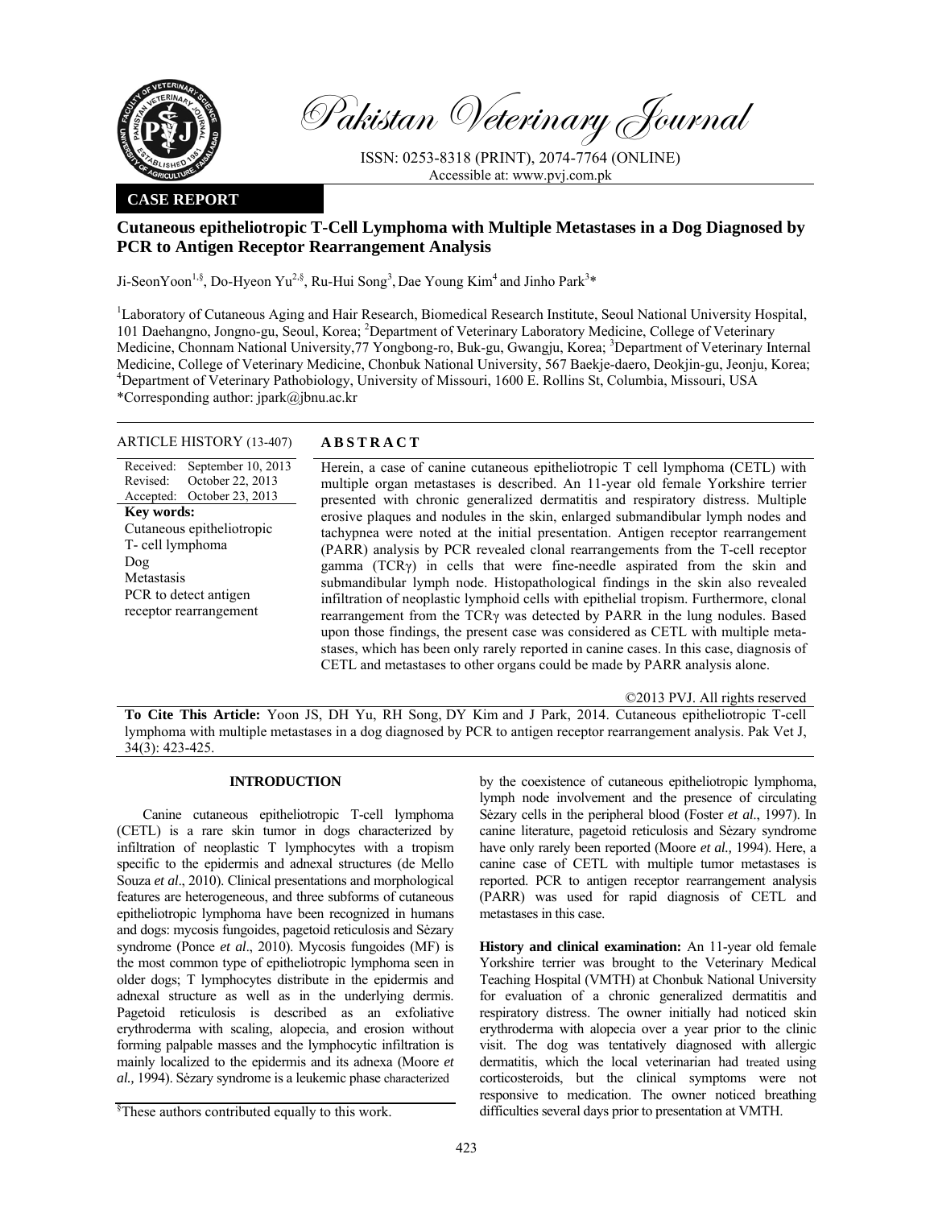Pakistan Veterinary Journal

ISSN: 0253-8318 (PRINT), 2074-7764 (ONLINE)
Accessible at: www.pvj.com.pk

**CASE REPORT**

# Cutaneous epitheliotropic T-Cell Lymphoma with Multiple Metastases in a Dog Diagnosed by PCR to Antigen Receptor Rearrangement Analysis

Ji-SeonYoon[1,§], Do-Hyeon Yu[2,§], Ru-Hui Song[3], Dae Young Kim[4] and Jinho Park[3]*

[1]Laboratory of Cutaneous Aging and Hair Research, Biomedical Research Institute, Seoul National University Hospital, 101 Daehangno, Jongno-gu, Seoul, Korea; [2]Department of Veterinary Laboratory Medicine, College of Veterinary Medicine, Chonnam National University,77 Yongbong-ro, Buk-gu, Gwangju, Korea; [3]Department of Veterinary Internal Medicine, College of Veterinary Medicine, Chonbuk National University, 567 Baekje-daero, Deokjin-gu, Jeonju, Korea; [4]Department of Veterinary Pathobiology, University of Missouri, 1600 E. Rollins St, Columbia, Missouri, USA
*Corresponding author: jpark@jbnu.ac.kr

ARTICLE HISTORY (13-407)

Received: September 10, 2013
Revised: October 22, 2013
Accepted: October 23, 2013

**Key words:**
Cutaneous epitheliotropic T- cell lymphoma
Dog
Metastasis
PCR to detect antigen receptor rearrangement

## ABSTRACT

Herein, a case of canine cutaneous epitheliotropic T cell lymphoma (CETL) with multiple organ metastases is described. An 11-year old female Yorkshire terrier presented with chronic generalized dermatitis and respiratory distress. Multiple erosive plaques and nodules in the skin, enlarged submandibular lymph nodes and tachypnea were noted at the initial presentation. Antigen receptor rearrangement (PARR) analysis by PCR revealed clonal rearrangements from the T-cell receptor gamma (TCRγ) in cells that were fine-needle aspirated from the skin and submandibular lymph node. Histopathological findings in the skin also revealed infiltration of neoplastic lymphoid cells with epithelial tropism. Furthermore, clonal rearrangement from the TCRγ was detected by PARR in the lung nodules. Based upon those findings, the present case was considered as CETL with multiple metastases, which has been only rarely reported in canine cases. In this case, diagnosis of CETL and metastases to other organs could be made by PARR analysis alone.

©2013 PVJ. All rights reserved

**To Cite This Article:** Yoon JS, DH Yu, RH Song, DY Kim and J Park, 2014. Cutaneous epitheliotropic T-cell lymphoma with multiple metastases in a dog diagnosed by PCR to antigen receptor rearrangement analysis. Pak Vet J, 34(3): 423-425.

## INTRODUCTION

Canine cutaneous epitheliotropic T-cell lymphoma (CETL) is a rare skin tumor in dogs characterized by infiltration of neoplastic T lymphocytes with a tropism specific to the epidermis and adnexal structures (de Mello Souza *et al*., 2010). Clinical presentations and morphological features are heterogeneous, and three subforms of cutaneous epitheliotropic lymphoma have been recognized in humans and dogs: mycosis fungoides, pagetoid reticulosis and Sèzary syndrome (Ponce *et al*., 2010). Mycosis fungoides (MF) is the most common type of epitheliotropic lymphoma seen in older dogs; T lymphocytes distribute in the epidermis and adnexal structure as well as in the underlying dermis. Pagetoid reticulosis is described as an exfoliative erythroderma with scaling, alopecia, and erosion without forming palpable masses and the lymphocytic infiltration is mainly localized to the epidermis and its adnexa (Moore *et al.,* 1994). Sèzary syndrome is a leukemic phase characterized by the coexistence of cutaneous epitheliotropic lymphoma, lymph node involvement and the presence of circulating Sèzary cells in the peripheral blood (Foster *et al*., 1997). In canine literature, pagetoid reticulosis and Sèzary syndrome have only rarely been reported (Moore *et al.,* 1994). Here, a canine case of CETL with multiple tumor metastases is reported. PCR to antigen receptor rearrangement analysis (PARR) was used for rapid diagnosis of CETL and metastases in this case.

**History and clinical examination:** An 11-year old female Yorkshire terrier was brought to the Veterinary Medical Teaching Hospital (VMTH) at Chonbuk National University for evaluation of a chronic generalized dermatitis and respiratory distress. The owner initially had noticed skin erythroderma with alopecia over a year prior to the clinic visit. The dog was tentatively diagnosed with allergic dermatitis, which the local veterinarian had treated using corticosteroids, but the clinical symptoms were not responsive to medication. The owner noticed breathing difficulties several days prior to presentation at VMTH.

[§]These authors contributed equally to this work.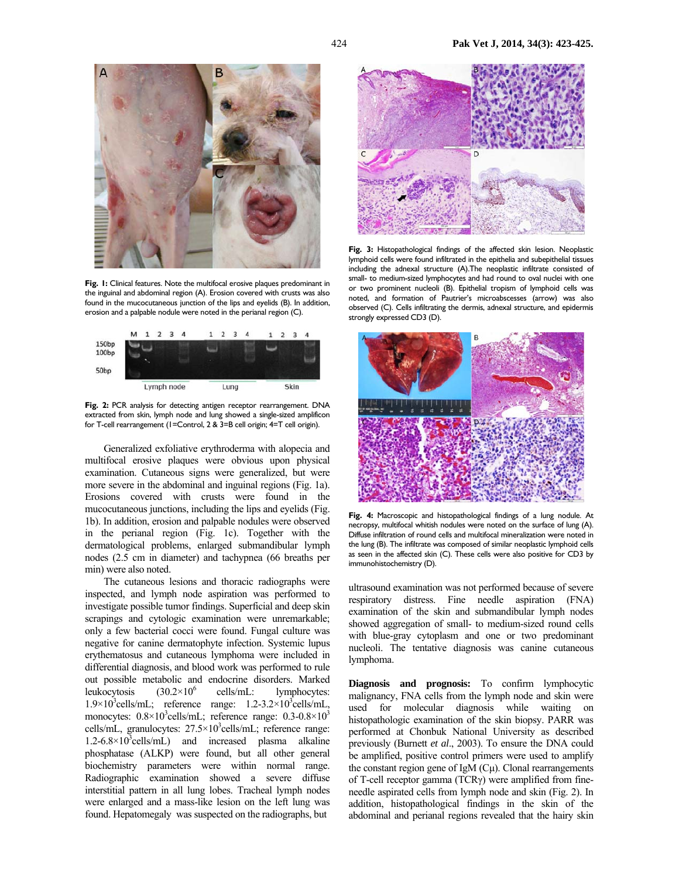Fig. 1: Clinical features. Note the multifocal erosive plaques predominant in the inguinal and abdominal region (A). Erosion covered with crusts was also found in the mucocutaneous junction of the lips and eyelids (B). In addition, erosion and a palpable nodule were noted in the perianal region (C).

Fig. 2: PCR analysis for detecting antigen receptor rearrangement. DNA extracted from skin, lymph node and lung showed a single-sized amplificon for T-cell rearrangement (1=Control, 2 & 3=B cell origin; 4=T cell origin).

Generalized exfoliative erythroderma with alopecia and multifocal erosive plaques were obvious upon physical examination. Cutaneous signs were generalized, but were more severe in the abdominal and inguinal regions (Fig. 1a). Erosions covered with crusts were found in the mucocutaneous junctions, including the lips and eyelids (Fig. 1b). In addition, erosion and palpable nodules were observed in the perianal region (Fig. 1c). Together with the dermatological problems, enlarged submandibular lymph nodes (2.5 cm in diameter) and tachypnea (66 breaths per min) were also noted.

The cutaneous lesions and thoracic radiographs were inspected, and lymph node aspiration was performed to investigate possible tumor findings. Superficial and deep skin scrapings and cytologic examination were unremarkable; only a few bacterial cocci were found. Fungal culture was negative for canine dermatophyte infection. Systemic lupus erythematosus and cutaneous lymphoma were included in differential diagnosis, and blood work was performed to rule out possible metabolic and endocrine disorders. Marked leukocytosis ($30.2\times10^6$ cells/mL: lymphocytes: $1.9\times10^3$cells/mL, reference range: $1.2$-$3.2\times10^3$cells/mL, monocytes: $0.8\times10^3$cells/mL; reference range: $0.3$-$0.8\times10^3$ cells/mL, granulocytes: $27.5\times10^3$cells/mL; reference range: $1.2$-$6.8\times10^3$cells/mL) and increased plasma alkaline phosphatase (ALKP) were found, but all other general biochemistry parameters were within normal range. Radiographic examination showed a severe diffuse interstitial pattern in all lung lobes. Tracheal lymph nodes were enlarged and a mass-like lesion on the left lung was found. Hepatomegaly was suspected on the radiographs, but ultrasound examination was not performed because of severe respiratory distress. Fine needle aspiration (FNA) examination of the skin and submandibular lymph nodes showed aggregation of small- to medium-sized round cells with blue-gray cytoplasm and one or two predominant nucleoli. The tentative diagnosis was canine cutaneous lymphoma.

Fig. 3: Histopathological findings of the affected skin lesion. Neoplastic lymphoid cells were found infiltrated in the epithelia and subepithelial tissues including the adnexal structure (A).The neoplastic infiltrate consisted of small- to medium-sized lymphocytes and had round to oval nuclei with one or two prominent nucleoli (B). Epithelial tropism of lymphoid cells was noted, and formation of Pautrier's microabscesses (arrow) was also observed (C). Cells infiltrating the dermis, adnexal structure, and epidermis strongly expressed CD3 (D).

Fig. 4: Macroscopic and histopathological findings of a lung nodule. At necropsy, multifocal whitish nodules were noted on the surface of lung (A). Diffuse infiltration of round cells and multifocal mineralization were noted in the lung (B). The infiltrate was composed of similar neoplastic lymphoid cells as seen in the affected skin (C). These cells were also positive for CD3 by immunohistochemistry (D).

**Diagnosis and prognosis:** To confirm lymphocytic malignancy, FNA cells from the lymph node and skin were used for molecular diagnosis while waiting on histopathologic examination of the skin biopsy. PARR was performed at Chonbuk National University as described previously (Burnett *et al*., 2003). To ensure the DNA could be amplified, positive control primers were used to amplify the constant region gene of IgM (Cμ). Clonal rearrangements of T-cell receptor gamma (TCRγ) were amplified from fine-needle aspirated cells from lymph node and skin (Fig. 2). In addition, histopathological findings in the skin of the abdominal and perianal regions revealed that the hairy skin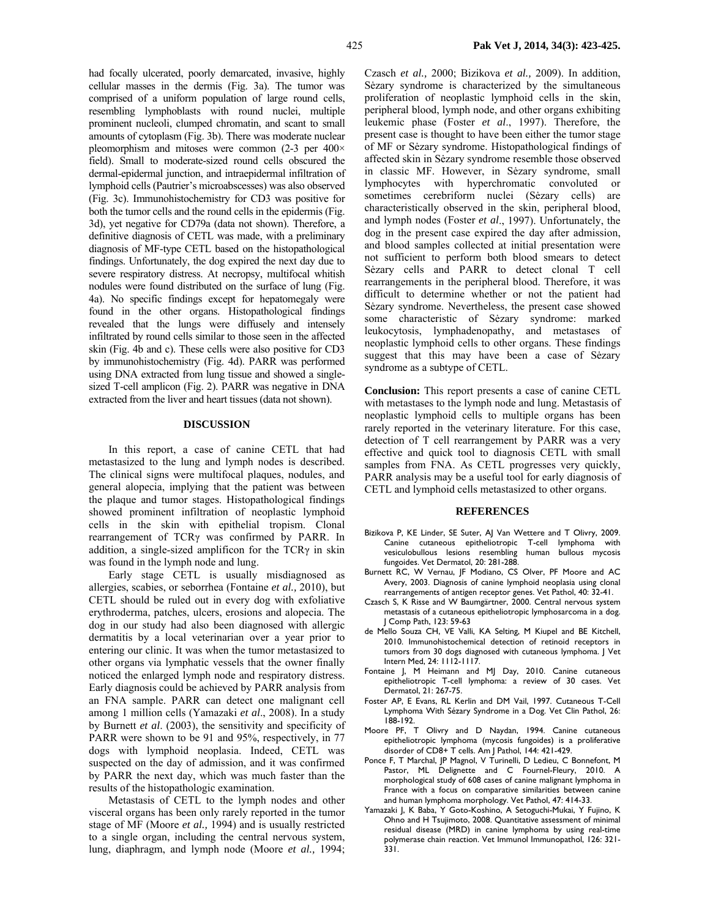had focally ulcerated, poorly demarcated, invasive, highly cellular masses in the dermis (Fig. 3a). The tumor was comprised of a uniform population of large round cells, resembling lymphoblasts with round nuclei, multiple prominent nucleoli, clumped chromatin, and scant to small amounts of cytoplasm (Fig. 3b). There was moderate nuclear pleomorphism and mitoses were common (2-3 per 400× field). Small to moderate-sized round cells obscured the dermal-epidermal junction, and intraepidermal infiltration of lymphoid cells (Pautrier's microabscesses) was also observed (Fig. 3c). Immunohistochemistry for CD3 was positive for both the tumor cells and the round cells in the epidermis (Fig. 3d), yet negative for CD79a (data not shown). Therefore, a definitive diagnosis of CETL was made, with a preliminary diagnosis of MF-type CETL based on the histopathological findings. Unfortunately, the dog expired the next day due to severe respiratory distress. At necropsy, multifocal whitish nodules were found distributed on the surface of lung (Fig. 4a). No specific findings except for hepatomegaly were found in the other organs. Histopathological findings revealed that the lungs were diffusely and intensely infiltrated by round cells similar to those seen in the affected skin (Fig. 4b and c). These cells were also positive for CD3 by immunohistochemistry (Fig. 4d). PARR was performed using DNA extracted from lung tissue and showed a single-sized T-cell amplicon (Fig. 2). PARR was negative in DNA extracted from the liver and heart tissues (data not shown).

## DISCUSSION

In this report, a case of canine CETL that had metastasized to the lung and lymph nodes is described. The clinical signs were multifocal plaques, nodules, and general alopecia, implying that the patient was between the plaque and tumor stages. Histopathological findings showed prominent infiltration of neoplastic lymphoid cells in the skin with epithelial tropism. Clonal rearrangement of TCRγ was confirmed by PARR. In addition, a single-sized amplificon for the TCRγ in skin was found in the lymph node and lung.

Early stage CETL is usually misdiagnosed as allergies, scabies, or seborrhea (Fontaine *et al.,* 2010), but CETL should be ruled out in every dog with exfoliative erythroderma, patches, ulcers, erosions and alopecia. The dog in our study had also been diagnosed with allergic dermatitis by a local veterinarian over a year prior to entering our clinic. It was when the tumor metastasized to other organs via lymphatic vessels that the owner finally noticed the enlarged lymph node and respiratory distress. Early diagnosis could be achieved by PARR analysis from an FNA sample. PARR can detect one malignant cell among 1 million cells (Yamazaki *et al*., 2008). In a study by Burnett *et al*. (2003), the sensitivity and specificity of PARR were shown to be 91 and 95%, respectively, in 77 dogs with lymphoid neoplasia. Indeed, CETL was suspected on the day of admission, and it was confirmed by PARR the next day, which was much faster than the results of the histopathologic examination.

Metastasis of CETL to the lymph nodes and other visceral organs has been only rarely reported in the tumor stage of MF (Moore *et al.,* 1994) and is usually restricted to a single organ, including the central nervous system, lung, diaphragm, and lymph node (Moore *et al.,* 1994; Czasch *et al.,* 2000; Bizikova *et al.,* 2009). In addition, Sėzary syndrome is characterized by the simultaneous proliferation of neoplastic lymphoid cells in the skin, peripheral blood, lymph node, and other organs exhibiting leukemic phase (Foster *et al*., 1997). Therefore, the present case is thought to have been either the tumor stage of MF or Sėzary syndrome. Histopathological findings of affected skin in Sėzary syndrome resemble those observed in classic MF. However, in Sėzary syndrome, small lymphocytes with hyperchromatic convoluted or sometimes cerebriform nuclei (Sėzary cells) are characteristically observed in the skin, peripheral blood, and lymph nodes (Foster *et al*., 1997). Unfortunately, the dog in the present case expired the day after admission, and blood samples collected at initial presentation were not sufficient to perform both blood smears to detect Sėzary cells and PARR to detect clonal T cell rearrangements in the peripheral blood. Therefore, it was difficult to determine whether or not the patient had Sėzary syndrome. Nevertheless, the present case showed some characteristic of Sėzary syndrome: marked leukocytosis, lymphadenopathy, and metastases of neoplastic lymphoid cells to other organs. These findings suggest that this may have been a case of Sėzary syndrome as a subtype of CETL.

**Conclusion:** This report presents a case of canine CETL with metastases to the lymph node and lung. Metastasis of neoplastic lymphoid cells to multiple organs has been rarely reported in the veterinary literature. For this case, detection of T cell rearrangement by PARR was a very effective and quick tool to diagnosis CETL with small samples from FNA. As CETL progresses very quickly, PARR analysis may be a useful tool for early diagnosis of CETL and lymphoid cells metastasized to other organs.

## REFERENCES

Bizikova P, KE Linder, SE Suter, AJ Van Wettere and T Olivry, 2009. Canine cutaneous epitheliotropic T-cell lymphoma with vesiculobullous lesions resembling human bullous mycosis fungoides. Vet Dermatol, 20: 281-288.

Burnett RC, W Vernau, JF Modiano, CS Olver, PF Moore and AC Avery, 2003. Diagnosis of canine lymphoid neoplasia using clonal rearrangements of antigen receptor genes. Vet Pathol, 40: 32-41.

Czasch S, K Risse and W Baumgärtner, 2000. Central nervous system metastasis of a cutaneous epitheliotropic lymphosarcoma in a dog. J Comp Path, 123: 59-63

de Mello Souza CH, VE Valli, KA Selting, M Kiupel and BE Kitchell, 2010. Immunohistochemical detection of retinoid receptors in tumors from 30 dogs diagnosed with cutaneous lymphoma. J Vet Intern Med, 24: 1112-1117.

Fontaine J, M Heimann and MJ Day, 2010. Canine cutaneous epitheliotropic T-cell lymphoma: a review of 30 cases. Vet Dermatol, 21: 267-75.

Foster AP, E Evans, RL Kerlin and DM Vail, 1997. Cutaneous T-Cell Lymphoma With Sézary Syndrome in a Dog. Vet Clin Pathol, 26: 188-192.

Moore PF, T Olivry and D Naydan, 1994. Canine cutaneous epitheliotropic lymphoma (mycosis fungoides) is a proliferative disorder of CD8+ T cells. Am J Pathol, 144: 421-429.

Ponce F, T Marchal, JP Magnol, V Turinelli, D Ledieu, C Bonnefont, M Pastor, ML Delignette and C Fournel-Fleury, 2010. A morphological study of 608 cases of canine malignant lymphoma in France with a focus on comparative similarities between canine and human lymphoma morphology. Vet Pathol, 47: 414-33.

Yamazaki J, K Baba, Y Goto-Koshino, A Setoguchi-Mukai, Y Fujino, K Ohno and H Tsujimoto, 2008. Quantitative assessment of minimal residual disease (MRD) in canine lymphoma by using real-time polymerase chain reaction. Vet Immunol Immunopathol, 126: 321-331.